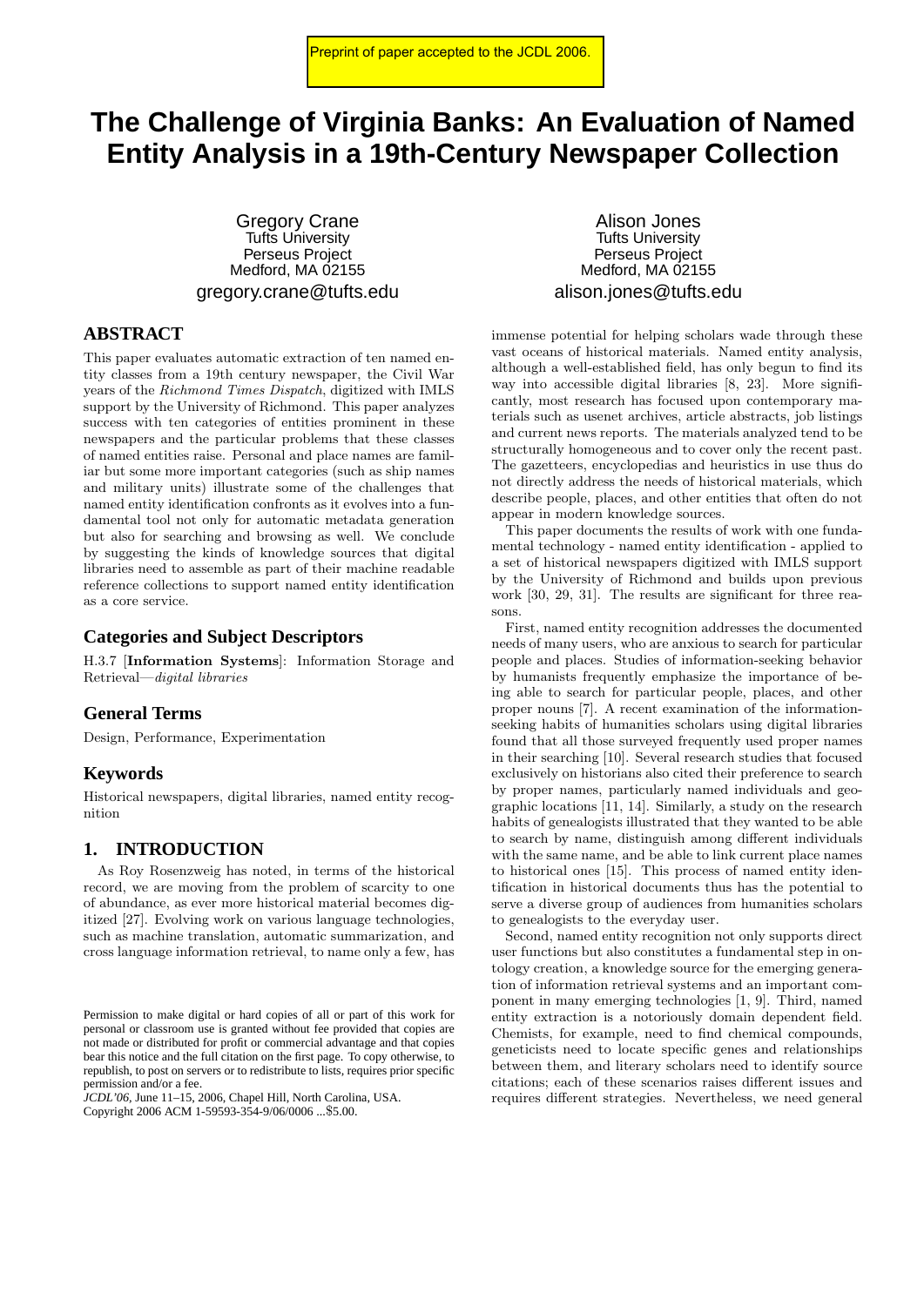Preprint of paper accepted to the JCDL 2006.

# The Challenge of Virginia Banks: An Evaluation of Named Entity Analysis in a 19th-Century Newspaper Collection

Gregory Crane
Tufts University
Perseus Project
Medford, MA 02155
gregory.crane@tufts.edu

Alison Jones
Tufts University
Perseus Project
Medford, MA 02155
alison.jones@tufts.edu

## ABSTRACT

This paper evaluates automatic extraction of ten named entity classes from a 19th century newspaper, the Civil War years of the *Richmond Times Dispatch*, digitized with IMLS support by the University of Richmond. This paper analyzes success with ten categories of entities prominent in these newspapers and the particular problems that these classes of named entities raise. Personal and place names are familiar but some more important categories (such as ship names and military units) illustrate some of the challenges that named entity identification confronts as it evolves into a fundamental tool not only for automatic metadata generation but also for searching and browsing as well. We conclude by suggesting the kinds of knowledge sources that digital libraries need to assemble as part of their machine readable reference collections to support named entity identification as a core service.

## Categories and Subject Descriptors

H.3.7 [**Information Systems**]: Information Storage and Retrieval—*digital libraries*

## General Terms

Design, Performance, Experimentation

## Keywords

Historical newspapers, digital libraries, named entity recognition

## 1. INTRODUCTION

As Roy Rosenzweig has noted, in terms of the historical record, we are moving from the problem of scarcity to one of abundance, as ever more historical material becomes digitized [27]. Evolving work on various language technologies, such as machine translation, automatic summarization, and cross language information retrieval, to name only a few, has immense potential for helping scholars wade through these vast oceans of historical materials. Named entity analysis, although a well-established field, has only begun to find its way into accessible digital libraries [8, 23]. More significantly, most research has focused upon contemporary materials such as usenet archives, article abstracts, job listings and current news reports. The materials analyzed tend to be structurally homogeneous and to cover only the recent past. The gazetteers, encyclopedias and heuristics in use thus do not directly address the needs of historical materials, which describe people, places, and other entities that often do not appear in modern knowledge sources.

This paper documents the results of work with one fundamental technology - named entity identification - applied to a set of historical newspapers digitized with IMLS support by the University of Richmond and builds upon previous work [30, 29, 31]. The results are significant for three reasons.

First, named entity recognition addresses the documented needs of many users, who are anxious to search for particular people and places. Studies of information-seeking behavior by humanists frequently emphasize the importance of being able to search for particular people, places, and other proper nouns [7]. A recent examination of the information-seeking habits of humanities scholars using digital libraries found that all those surveyed frequently used proper names in their searching [10]. Several research studies that focused exclusively on historians also cited their preference to search by proper names, particularly named individuals and geographic locations [11, 14]. Similarly, a study on the research habits of genealogists illustrated that they wanted to be able to search by name, distinguish among different individuals with the same name, and be able to link current place names to historical ones [15]. This process of named entity identification in historical documents thus has the potential to serve a diverse group of audiences from humanities scholars to genealogists to the everyday user.

Second, named entity recognition not only supports direct user functions but also constitutes a fundamental step in ontology creation, a knowledge source for the emerging generation of information retrieval systems and an important component in many emerging technologies [1, 9]. Third, named entity extraction is a notoriously domain dependent field. Chemists, for example, need to find chemical compounds, geneticists need to locate specific genes and relationships between them, and literary scholars need to identify source citations; each of these scenarios raises different issues and requires different strategies. Nevertheless, we need general

Permission to make digital or hard copies of all or part of this work for personal or classroom use is granted without fee provided that copies are not made or distributed for profit or commercial advantage and that copies bear this notice and the full citation on the first page. To copy otherwise, to republish, to post on servers or to redistribute to lists, requires prior specific permission and/or a fee.
*JCDL'06,* June 11–15, 2006, Chapel Hill, North Carolina, USA.
Copyright 2006 ACM 1-59593-354-9/06/0006 ...$5.00.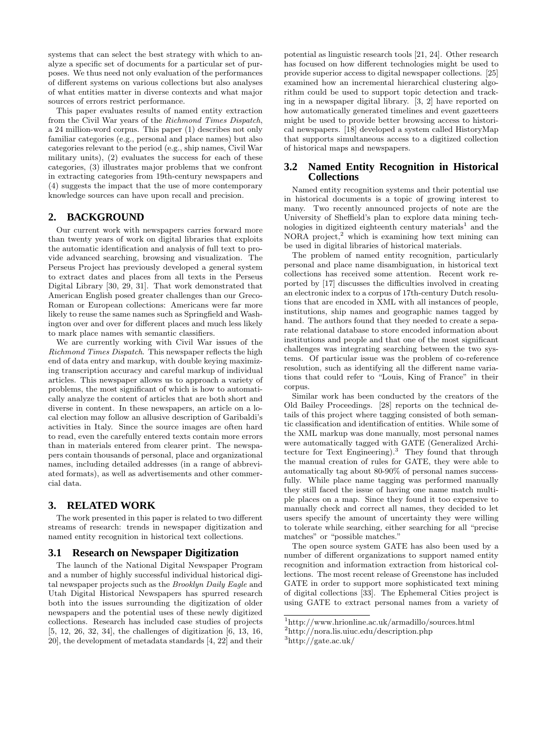systems that can select the best strategy with which to analyze a specific set of documents for a particular set of purposes. We thus need not only evaluation of the performances of different systems on various collections but also analyses of what entities matter in diverse contexts and what major sources of errors restrict performance.

This paper evaluates results of named entity extraction from the Civil War years of the *Richmond Times Dispatch*, a 24 million-word corpus. This paper (1) describes not only familiar categories (e.g., personal and place names) but also categories relevant to the period (e.g., ship names, Civil War military units), (2) evaluates the success for each of these categories, (3) illustrates major problems that we confront in extracting categories from 19th-century newspapers and (4) suggests the impact that the use of more contemporary knowledge sources can have upon recall and precision.

## 2. BACKGROUND

Our current work with newspapers carries forward more than twenty years of work on digital libraries that exploits the automatic identification and analysis of full text to provide advanced searching, browsing and visualization. The Perseus Project has previously developed a general system to extract dates and places from all texts in the Perseus Digital Library [30, 29, 31]. That work demonstrated that American English posed greater challenges than our Greco-Roman or European collections: Americans were far more likely to reuse the same names such as Springfield and Washington over and over for different places and much less likely to mark place names with semantic classifiers.

We are currently working with Civil War issues of the *Richmond Times Dispatch*. This newspaper reflects the high end of data entry and markup, with double keying maximizing transcription accuracy and careful markup of individual articles. This newspaper allows us to approach a variety of problems, the most significant of which is how to automatically analyze the content of articles that are both short and diverse in content. In these newspapers, an article on a local election may follow an allusive description of Garibaldi's activities in Italy. Since the source images are often hard to read, even the carefully entered texts contain more errors than in materials entered from clearer print. The newspapers contain thousands of personal, place and organizational names, including detailed addresses (in a range of abbreviated formats), as well as advertisements and other commercial data.

## 3. RELATED WORK

The work presented in this paper is related to two different streams of research: trends in newspaper digitization and named entity recognition in historical text collections.

### 3.1 Research on Newspaper Digitization

The launch of the National Digital Newspaper Program and a number of highly successful individual historical digital newspaper projects such as the *Brooklyn Daily Eagle* and Utah Digital Historical Newspapers has spurred research both into the issues surrounding the digitization of older newspapers and the potential uses of these newly digitized collections. Research has included case studies of projects [5, 12, 26, 32, 34], the challenges of digitization [6, 13, 16, 20], the development of metadata standards [4, 22] and their potential as linguistic research tools [21, 24]. Other research has focused on how different technologies might be used to provide superior access to digital newspaper collections. [25] examined how an incremental hierarchical clustering algorithm could be used to support topic detection and tracking in a newspaper digital library. [3, 2] have reported on how automatically generated timelines and event gazetteers might be used to provide better browsing access to historical newspapers. [18] developed a system called HistoryMap that supports simultaneous access to a digitized collection of historical maps and newspapers.

### 3.2 Named Entity Recognition in Historical Collections

Named entity recognition systems and their potential use in historical documents is a topic of growing interest to many. Two recently announced projects of note are the University of Sheffield's plan to explore data mining technologies in digitized eighteenth century materials[1] and the NORA project,[2] which is examining how text mining can be used in digital libraries of historical materials.

The problem of named entity recognition, particularly personal and place name disambiguation, in historical text collections has received some attention. Recent work reported by [17] discusses the difficulties involved in creating an electronic index to a corpus of 17th-century Dutch resolutions that are encoded in XML with all instances of people, institutions, ship names and geographic names tagged by hand. The authors found that they needed to create a separate relational database to store encoded information about institutions and people and that one of the most significant challenges was integrating searching between the two systems. Of particular issue was the problem of co-reference resolution, such as identifying all the different name variations that could refer to "Louis, King of France" in their corpus.

Similar work has been conducted by the creators of the Old Bailey Proceedings. [28] reports on the technical details of this project where tagging consisted of both semantic classification and identification of entities. While some of the XML markup was done manually, most personal names were automatically tagged with GATE (Generalized Architecture for Text Engineering).[3] They found that through the manual creation of rules for GATE, they were able to automatically tag about 80-90% of personal names successfully. While place name tagging was performed manually they still faced the issue of having one name match multiple places on a map. Since they found it too expensive to manually check and correct all names, they decided to let users specify the amount of uncertainty they were willing to tolerate while searching, either searching for all "precise matches" or "possible matches."

The open source system GATE has also been used by a number of different organizations to support named entity recognition and information extraction from historical collections. The most recent release of Greenstone has included GATE in order to support more sophisticated text mining of digital collections [33]. The Ephemeral Cities project is using GATE to extract personal names from a variety of

[1] http://www.hrionline.ac.uk/armadillo/sources.html

[2] http://nora.lis.uiuc.edu/description.php

[3] http://gate.ac.uk/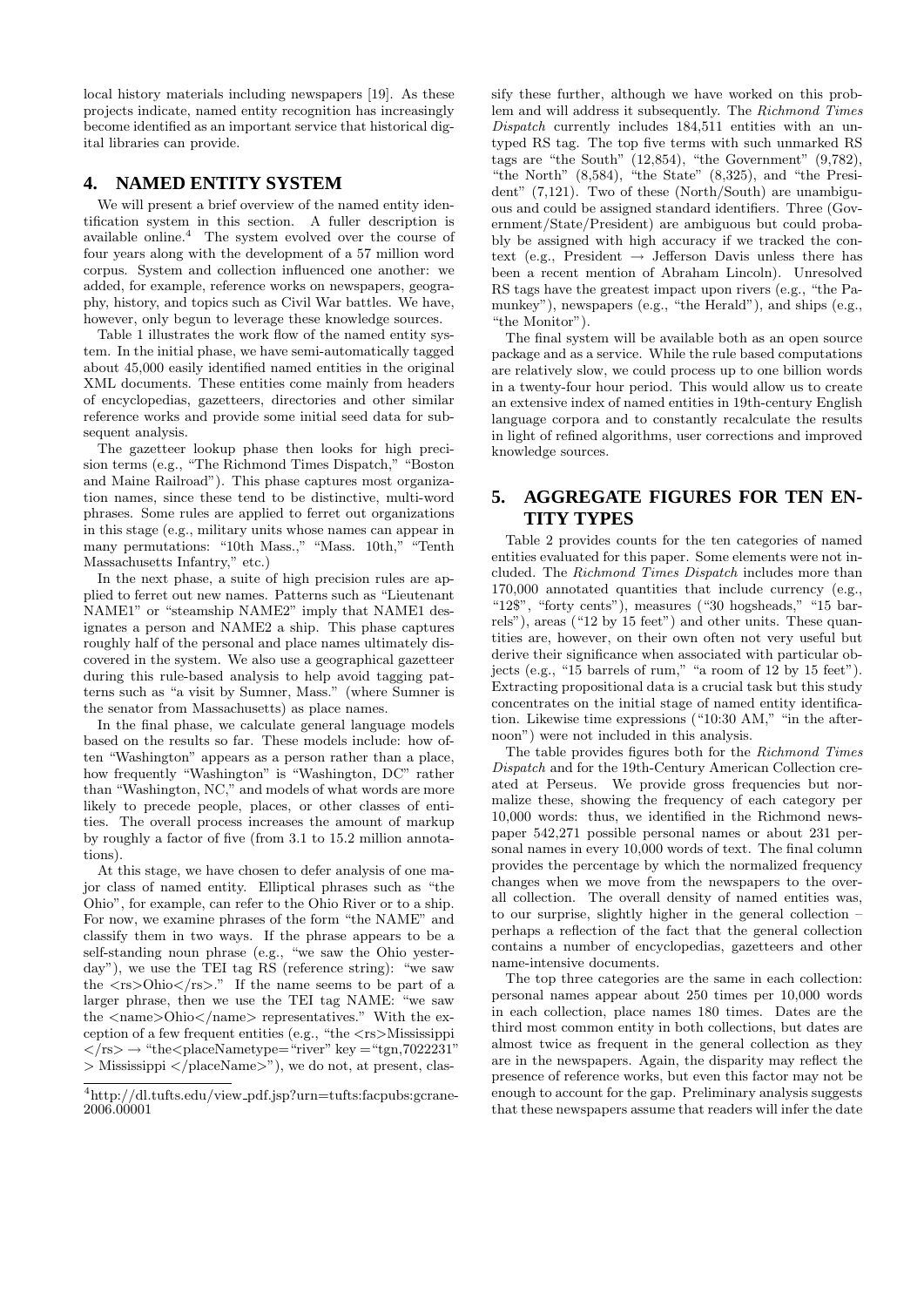local history materials including newspapers [19]. As these projects indicate, named entity recognition has increasingly become identified as an important service that historical digital libraries can provide.

## 4. NAMED ENTITY SYSTEM

We will present a brief overview of the named entity identification system in this section. A fuller description is available online.[4] The system evolved over the course of four years along with the development of a 57 million word corpus. System and collection influenced one another: we added, for example, reference works on newspapers, geography, history, and topics such as Civil War battles. We have, however, only begun to leverage these knowledge sources.

Table 1 illustrates the work flow of the named entity system. In the initial phase, we have semi-automatically tagged about 45,000 easily identified named entities in the original XML documents. These entities come mainly from headers of encyclopedias, gazetteers, directories and other similar reference works and provide some initial seed data for subsequent analysis.

The gazetteer lookup phase then looks for high precision terms (e.g., "The Richmond Times Dispatch," "Boston and Maine Railroad"). This phase captures most organization names, since these tend to be distinctive, multi-word phrases. Some rules are applied to ferret out organizations in this stage (e.g., military units whose names can appear in many permutations: "10th Mass.," "Mass. 10th," "Tenth Massachusetts Infantry," etc.)

In the next phase, a suite of high precision rules are applied to ferret out new names. Patterns such as "Lieutenant NAME1" or "steamship NAME2" imply that NAME1 designates a person and NAME2 a ship. This phase captures roughly half of the personal and place names ultimately discovered in the system. We also use a geographical gazetteer during this rule-based analysis to help avoid tagging patterns such as "a visit by Sumner, Mass." (where Sumner is the senator from Massachusetts) as place names.

In the final phase, we calculate general language models based on the results so far. These models include: how often "Washington" appears as a person rather than a place, how frequently "Washington" is "Washington, DC" rather than "Washington, NC," and models of what words are more likely to precede people, places, or other classes of entities. The overall process increases the amount of markup by roughly a factor of five (from 3.1 to 15.2 million annotations).

At this stage, we have chosen to defer analysis of one major class of named entity. Elliptical phrases such as "the Ohio", for example, can refer to the Ohio River or to a ship. For now, we examine phrases of the form "the NAME" and classify them in two ways. If the phrase appears to be a self-standing noun phrase (e.g., "we saw the Ohio yesterday"), we use the TEI tag RS (reference string): "we saw the <rs>Ohio</rs>." If the name seems to be part of a larger phrase, then we use the TEI tag NAME: "we saw the <name>Ohio</name> representatives." With the exception of a few frequent entities (e.g., "the <rs>Mississippi </rs> → "the<placeNametype="river" key ="tgn,7022231" > Mississippi </placeName>"), we do not, at present, classify these further, although we have worked on this problem and will address it subsequently. The *Richmond Times Dispatch* currently includes 184,511 entities with an untyped RS tag. The top five terms with such unmarked RS tags are "the South" (12,854), "the Government" (9,782), "the North" (8,584), "the State" (8,325), and "the President" (7,121). Two of these (North/South) are unambiguous and could be assigned standard identifiers. Three (Government/State/President) are ambiguous but could probably be assigned with high accuracy if we tracked the context (e.g., President → Jefferson Davis unless there has been a recent mention of Abraham Lincoln). Unresolved RS tags have the greatest impact upon rivers (e.g., "the Pamunkey"), newspapers (e.g., "the Herald"), and ships (e.g., "the Monitor").

The final system will be available both as an open source package and as a service. While the rule based computations are relatively slow, we could process up to one billion words in a twenty-four hour period. This would allow us to create an extensive index of named entities in 19th-century English language corpora and to constantly recalculate the results in light of refined algorithms, user corrections and improved knowledge sources.

## 5. AGGREGATE FIGURES FOR TEN ENTITY TYPES

Table 2 provides counts for the ten categories of named entities evaluated for this paper. Some elements were not included. The *Richmond Times Dispatch* includes more than 170,000 annotated quantities that include currency (e.g., "12$", "forty cents"), measures ("30 hogsheads," "15 barrels"), areas ("12 by 15 feet") and other units. These quantities are, however, on their own often not very useful but derive their significance when associated with particular objects (e.g., "15 barrels of rum," "a room of 12 by 15 feet"). Extracting propositional data is a crucial task but this study concentrates on the initial stage of named entity identification. Likewise time expressions ("10:30 AM," "in the afternoon") were not included in this analysis.

The table provides figures both for the *Richmond Times Dispatch* and for the 19th-Century American Collection created at Perseus. We provide gross frequencies but normalize these, showing the frequency of each category per 10,000 words: thus, we identified in the Richmond newspaper 542,271 possible personal names or about 231 personal names in every 10,000 words of text. The final column provides the percentage by which the normalized frequency changes when we move from the newspapers to the overall collection. The overall density of named entities was, to our surprise, slightly higher in the general collection – perhaps a reflection of the fact that the general collection contains a number of encyclopedias, gazetteers and other name-intensive documents.

The top three categories are the same in each collection: personal names appear about 250 times per 10,000 words in each collection, place names 180 times. Dates are the third most common entity in both collections, but dates are almost twice as frequent in the general collection as they are in the newspapers. Again, the disparity may reflect the presence of reference works, but even this factor may not be enough to account for the gap. Preliminary analysis suggests that these newspapers assume that readers will infer the date

---

[4] http://dl.tufts.edu/view_pdf.jsp?urn=tufts:facpubs:gcrane-2006.00001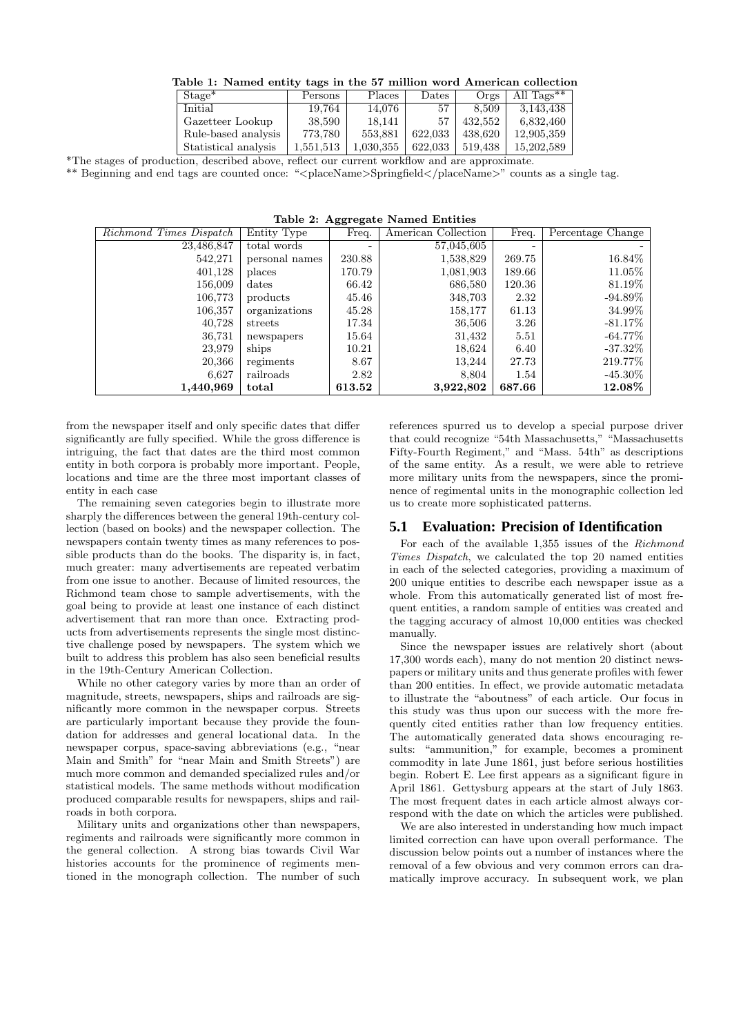**Table 1: Named entity tags in the 57 million word American collection**

| Stage* | Persons | Places | Dates | Orgs | All Tags** |
|---|---|---|---|---|---|
| Initial | 19,764 | 14,076 | 57 | 8,509 | 3,143,438 |
| Gazetteer Lookup | 38,590 | 18,141 | 57 | 432,552 | 6,832,460 |
| Rule-based analysis | 773,780 | 553,881 | 622,033 | 438,620 | 12,905,359 |
| Statistical analysis | 1,551,513 | 1,030,355 | 622,033 | 519,438 | 15,202,589 |

*The stages of production, described above, reflect our current workflow and are approximate.
** Beginning and end tags are counted once: "<placeName>Springfield</placeName>" counts as a single tag.

**Table 2: Aggregate Named Entities**

| *Richmond Times Dispatch* | Entity Type | Freq. | American Collection | Freq. | Percentage Change |
|---|---|---|---|---|---|
| 23,486,847 | total words | - | 57,045,605 | - | - |
| 542,271 | personal names | 230.88 | 1,538,829 | 269.75 | 16.84% |
| 401,128 | places | 170.79 | 1,081,903 | 189.66 | 11.05% |
| 156,009 | dates | 66.42 | 686,580 | 120.36 | 81.19% |
| 106,773 | products | 45.46 | 348,703 | 2.32 | -94.89% |
| 106,357 | organizations | 45.28 | 158,177 | 61.13 | 34.99% |
| 40,728 | streets | 17.34 | 36,506 | 3.26 | -81.17% |
| 36,731 | newspapers | 15.64 | 31,432 | 5.51 | -64.77% |
| 23,979 | ships | 10.21 | 18,624 | 6.40 | -37.32% |
| 20,366 | regiments | 8.67 | 13,244 | 27.73 | 219.77% |
| 6,627 | railroads | 2.82 | 8,804 | 1.54 | -45.30% |
| **1,440,969** | **total** | **613.52** | **3,922,802** | **687.66** | **12.08%** |

from the newspaper itself and only specific dates that differ significantly are fully specified. While the gross difference is intriguing, the fact that dates are the third most common entity in both corpora is probably more important. People, locations and time are the three most important classes of entity in each case

The remaining seven categories begin to illustrate more sharply the differences between the general 19th-century collection (based on books) and the newspaper collection. The newspapers contain twenty times as many references to possible products than do the books. The disparity is, in fact, much greater: many advertisements are repeated verbatim from one issue to another. Because of limited resources, the Richmond team chose to sample advertisements, with the goal being to provide at least one instance of each distinct advertisement that ran more than once. Extracting products from advertisements represents the single most distinctive challenge posed by newspapers. The system which we built to address this problem has also seen beneficial results in the 19th-Century American Collection.

While no other category varies by more than an order of magnitude, streets, newspapers, ships and railroads are significantly more common in the newspaper corpus. Streets are particularly important because they provide the foundation for addresses and general locational data. In the newspaper corpus, space-saving abbreviations (e.g., "near Main and Smith" for "near Main and Smith Streets") are much more common and demanded specialized rules and/or statistical models. The same methods without modification produced comparable results for newspapers, ships and railroads in both corpora.

Military units and organizations other than newspapers, regiments and railroads were significantly more common in the general collection. A strong bias towards Civil War histories accounts for the prominence of regiments mentioned in the monograph collection. The number of such references spurred us to develop a special purpose driver that could recognize "54th Massachusetts," "Massachusetts Fifty-Fourth Regiment," and "Mass. 54th" as descriptions of the same entity. As a result, we were able to retrieve more military units from the newspapers, since the prominence of regimental units in the monographic collection led us to create more sophisticated patterns.

## 5.1 Evaluation: Precision of Identification

For each of the available 1,355 issues of the *Richmond Times Dispatch*, we calculated the top 20 named entities in each of the selected categories, providing a maximum of 200 unique entities to describe each newspaper issue as a whole. From this automatically generated list of most frequent entities, a random sample of entities was created and the tagging accuracy of almost 10,000 entities was checked manually.

Since the newspaper issues are relatively short (about 17,300 words each), many do not mention 20 distinct newspapers or military units and thus generate profiles with fewer than 200 entities. In effect, we provide automatic metadata to illustrate the "aboutness" of each article. Our focus in this study was thus upon our success with the more frequently cited entities rather than low frequency entities. The automatically generated data shows encouraging results: "ammunition," for example, becomes a prominent commodity in late June 1861, just before serious hostilities begin. Robert E. Lee first appears as a significant figure in April 1861. Gettysburg appears at the start of July 1863. The most frequent dates in each article almost always correspond with the date on which the articles were published.

We are also interested in understanding how much impact limited correction can have upon overall performance. The discussion below points out a number of instances where the removal of a few obvious and very common errors can dramatically improve accuracy. In subsequent work, we plan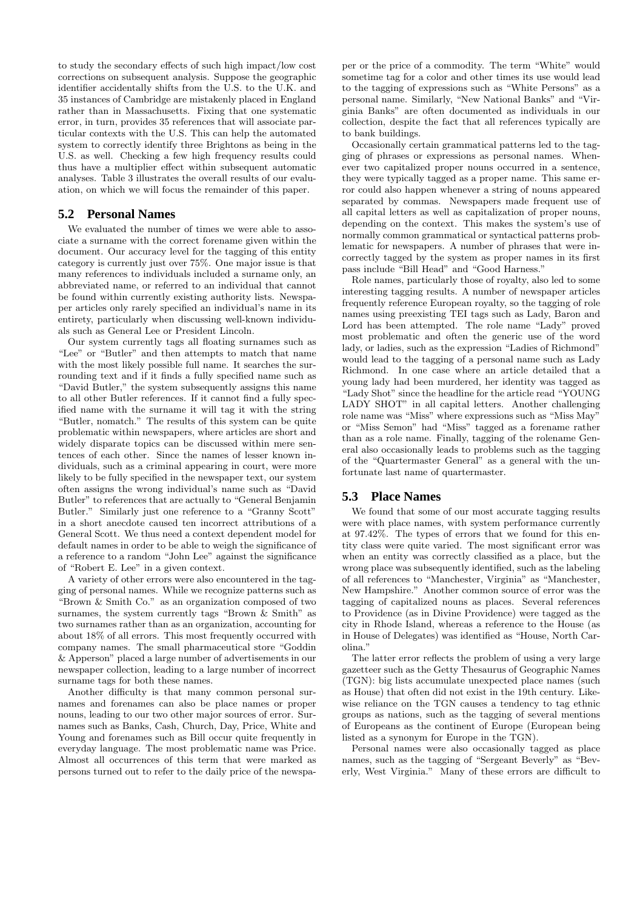to study the secondary effects of such high impact/low cost corrections on subsequent analysis. Suppose the geographic identifier accidentally shifts from the U.S. to the U.K. and 35 instances of Cambridge are mistakenly placed in England rather than in Massachusetts. Fixing that one systematic error, in turn, provides 35 references that will associate particular contexts with the U.S. This can help the automated system to correctly identify three Brightons as being in the U.S. as well. Checking a few high frequency results could thus have a multiplier effect within subsequent automatic analyses. Table 3 illustrates the overall results of our evaluation, on which we will focus the remainder of this paper.

## 5.2 Personal Names

We evaluated the number of times we were able to associate a surname with the correct forename given within the document. Our accuracy level for the tagging of this entity category is currently just over 75%. One major issue is that many references to individuals included a surname only, an abbreviated name, or referred to an individual that cannot be found within currently existing authority lists. Newspaper articles only rarely specified an individual's name in its entirety, particularly when discussing well-known individuals such as General Lee or President Lincoln.

Our system currently tags all floating surnames such as "Lee" or "Butler" and then attempts to match that name with the most likely possible full name. It searches the surrounding text and if it finds a fully specified name such as "David Butler," the system subsequently assigns this name to all other Butler references. If it cannot find a fully specified name with the surname it will tag it with the string "Butler, nomatch." The results of this system can be quite problematic within newspapers, where articles are short and widely disparate topics can be discussed within mere sentences of each other. Since the names of lesser known individuals, such as a criminal appearing in court, were more likely to be fully specified in the newspaper text, our system often assigns the wrong individual's name such as "David Butler" to references that are actually to "General Benjamin Butler." Similarly just one reference to a "Granny Scott" in a short anecdote caused ten incorrect attributions of a General Scott. We thus need a context dependent model for default names in order to be able to weigh the significance of a reference to a random "John Lee" against the significance of "Robert E. Lee" in a given context.

A variety of other errors were also encountered in the tagging of personal names. While we recognize patterns such as "Brown & Smith Co." as an organization composed of two surnames, the system currently tags "Brown & Smith" as two surnames rather than as an organization, accounting for about 18% of all errors. This most frequently occurred with company names. The small pharmaceutical store "Goddin & Apperson" placed a large number of advertisements in our newspaper collection, leading to a large number of incorrect surname tags for both these names.

Another difficulty is that many common personal surnames and forenames can also be place names or proper nouns, leading to our two other major sources of error. Surnames such as Banks, Cash, Church, Day, Price, White and Young and forenames such as Bill occur quite frequently in everyday language. The most problematic name was Price. Almost all occurrences of this term that were marked as persons turned out to refer to the daily price of the newspaper or the price of a commodity. The term "White" would sometime tag for a color and other times its use would lead to the tagging of expressions such as "White Persons" as a personal name. Similarly, "New National Banks" and "Virginia Banks" are often documented as individuals in our collection, despite the fact that all references typically are to bank buildings.

Occasionally certain grammatical patterns led to the tagging of phrases or expressions as personal names. Whenever two capitalized proper nouns occurred in a sentence, they were typically tagged as a proper name. This same error could also happen whenever a string of nouns appeared separated by commas. Newspapers made frequent use of all capital letters as well as capitalization of proper nouns, depending on the context. This makes the system's use of normally common grammatical or syntactical patterns problematic for newspapers. A number of phrases that were incorrectly tagged by the system as proper names in its first pass include "Bill Head" and "Good Harness."

Role names, particularly those of royalty, also led to some interesting tagging results. A number of newspaper articles frequently reference European royalty, so the tagging of role names using preexisting TEI tags such as Lady, Baron and Lord has been attempted. The role name "Lady" proved most problematic and often the generic use of the word lady, or ladies, such as the expression "Ladies of Richmond" would lead to the tagging of a personal name such as Lady Richmond. In one case where an article detailed that a young lady had been murdered, her identity was tagged as "Lady Shot" since the headline for the article read "YOUNG LADY SHOT" in all capital letters. Another challenging role name was "Miss" where expressions such as "Miss May" or "Miss Semon" had "Miss" tagged as a forename rather than as a role name. Finally, tagging of the rolename General also occasionally leads to problems such as the tagging of the "Quartermaster General" as a general with the unfortunate last name of quartermaster.

## 5.3 Place Names

We found that some of our most accurate tagging results were with place names, with system performance currently at 97.42%. The types of errors that we found for this entity class were quite varied. The most significant error was when an entity was correctly classified as a place, but the wrong place was subsequently identified, such as the labeling of all references to "Manchester, Virginia" as "Manchester, New Hampshire." Another common source of error was the tagging of capitalized nouns as places. Several references to Providence (as in Divine Providence) were tagged as the city in Rhode Island, whereas a reference to the House (as in House of Delegates) was identified as "House, North Carolina."

The latter error reflects the problem of using a very large gazetteer such as the Getty Thesaurus of Geographic Names (TGN): big lists accumulate unexpected place names (such as House) that often did not exist in the 19th century. Likewise reliance on the TGN causes a tendency to tag ethnic groups as nations, such as the tagging of several mentions of Europeans as the continent of Europe (European being listed as a synonym for Europe in the TGN).

Personal names were also occasionally tagged as place names, such as the tagging of "Sergeant Beverly" as "Beverly, West Virginia." Many of these errors are difficult to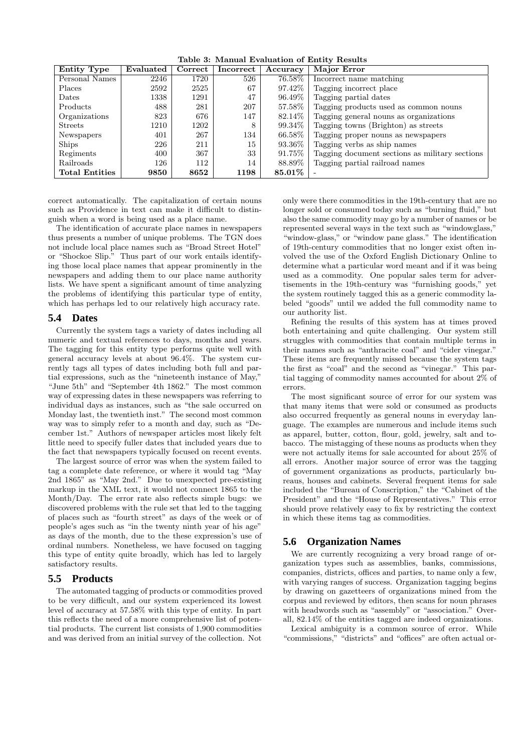**Table 3: Manual Evaluation of Entity Results**

| Entity Type | Evaluated | Correct | Incorrect | Accuracy | Major Error |
|---|---|---|---|---|---|
| Personal Names | 2246 | 1720 | 526 | 76.58% | Incorrect name matching |
| Places | 2592 | 2525 | 67 | 97.42% | Tagging incorrect place |
| Dates | 1338 | 1291 | 47 | 96.49% | Tagging partial dates |
| Products | 488 | 281 | 207 | 57.58% | Tagging products used as common nouns |
| Organizations | 823 | 676 | 147 | 82.14% | Tagging general nouns as organizations |
| Streets | 1210 | 1202 | 8 | 99.34% | Tagging towns (Brighton) as streets |
| Newspapers | 401 | 267 | 134 | 66.58% | Tagging proper nouns as newspapers |
| Ships | 226 | 211 | 15 | 93.36% | Tagging verbs as ship names |
| Regiments | 400 | 367 | 33 | 91.75% | Tagging document sections as military sections |
| Railroads | 126 | 112 | 14 | 88.89% | Tagging partial railroad names |
| **Total Entities** | **9850** | **8652** | **1198** | **85.01%** | - |

correct automatically. The capitalization of certain nouns such as Providence in text can make it difficult to distinguish when a word is being used as a place name.

The identification of accurate place names in newspapers thus presents a number of unique problems. The TGN does not include local place names such as "Broad Street Hotel" or "Shockoe Slip." Thus part of our work entails identifying those local place names that appear prominently in the newspapers and adding them to our place name authority lists. We have spent a significant amount of time analyzing the problems of identifying this particular type of entity, which has perhaps led to our relatively high accuracy rate.

## 5.4 Dates

Currently the system tags a variety of dates including all numeric and textual references to days, months and years. The tagging for this entity type performs quite well with general accuracy levels at about 96.4%. The system currently tags all types of dates including both full and partial expressions, such as the "nineteenth instance of May," "June 5th" and "September 4th 1862." The most common way of expressing dates in these newspapers was referring to individual days as instances, such as "the sale occurred on Monday last, the twentieth inst." The second most common way was to simply refer to a month and day, such as "December 1st." Authors of newspaper articles most likely felt little need to specify fuller dates that included years due to the fact that newspapers typically focused on recent events.

The largest source of error was when the system failed to tag a complete date reference, or where it would tag "May 2nd 1865" as "May 2nd." Due to unexpected pre-existing markup in the XML text, it would not connect 1865 to the Month/Day. The error rate also reflects simple bugs: we discovered problems with the rule set that led to the tagging of places such as "fourth street" as days of the week or of people's ages such as "in the twenty ninth year of his age" as days of the month, due to the these expression's use of ordinal numbers. Nonetheless, we have focused on tagging this type of entity quite broadly, which has led to largely satisfactory results.

## 5.5 Products

The automated tagging of products or commodities proved to be very difficult, and our system experienced its lowest level of accuracy at 57.58% with this type of entity. In part this reflects the need of a more comprehensive list of potential products. The current list consists of 1,900 commodities and was derived from an initial survey of the collection. Not only were there commodities in the 19th-century that are no longer sold or consumed today such as "burning fluid," but also the same commodity may go by a number of names or be represented several ways in the text such as "windowglass," "window-glass," or "window pane glass." The identification of 19th-century commodities that no longer exist often involved the use of the Oxford English Dictionary Online to determine what a particular word meant and if it was being used as a commodity. One popular sales term for advertisements in the 19th-century was "furnishing goods," yet the system routinely tagged this as a generic commodity labeled "goods" until we added the full commodity name to our authority list.

Refining the results of this system has at times proved both entertaining and quite challenging. Our system still struggles with commodities that contain multiple terms in their names such as "anthracite coal" and "cider vinegar." These items are frequently missed because the system tags the first as "coal" and the second as "vinegar." This partial tagging of commodity names accounted for about 2% of errors.

The most significant source of error for our system was that many items that were sold or consumed as products also occurred frequently as general nouns in everyday language. The examples are numerous and include items such as apparel, butter, cotton, flour, gold, jewelry, salt and tobacco. The mistagging of these nouns as products when they were not actually items for sale accounted for about 25% of all errors. Another major source of error was the tagging of government organizations as products, particularly bureaus, houses and cabinets. Several frequent items for sale included the "Bureau of Conscription," the "Cabinet of the President" and the "House of Representatives." This error should prove relatively easy to fix by restricting the context in which these items tag as commodities.

## 5.6 Organization Names

We are currently recognizing a very broad range of organization types such as assemblies, banks, commissions, companies, districts, offices and parties, to name only a few, with varying ranges of success. Organization tagging begins by drawing on gazetteers of organizations mined from the corpus and reviewed by editors, then scans for noun phrases with headwords such as "assembly" or "association." Overall, 82.14% of the entities tagged are indeed organizations.

Lexical ambiguity is a common source of error. While "commissions," "districts" and "offices" are often actual or-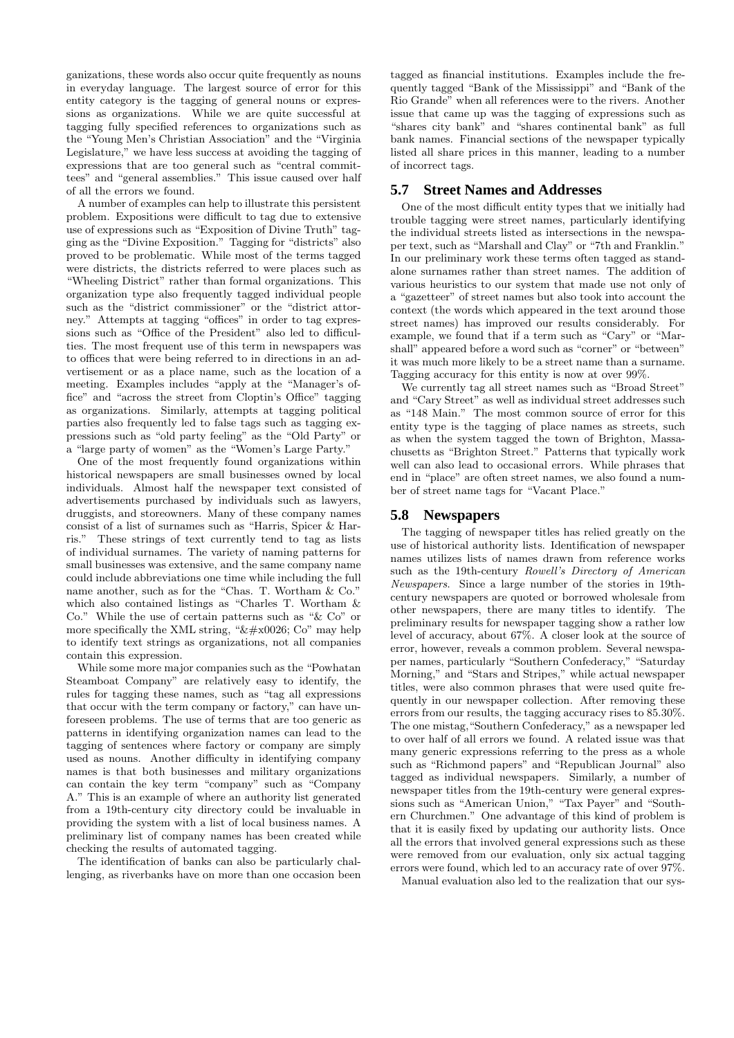ganizations, these words also occur quite frequently as nouns in everyday language. The largest source of error for this entity category is the tagging of general nouns or expressions as organizations. While we are quite successful at tagging fully specified references to organizations such as the "Young Men's Christian Association" and the "Virginia Legislature," we have less success at avoiding the tagging of expressions that are too general such as "central committees" and "general assemblies." This issue caused over half of all the errors we found.

A number of examples can help to illustrate this persistent problem. Expositions were difficult to tag due to extensive use of expressions such as "Exposition of Divine Truth" tagging as the "Divine Exposition." Tagging for "districts" also proved to be problematic. While most of the terms tagged were districts, the districts referred to were places such as "Wheeling District" rather than formal organizations. This organization type also frequently tagged individual people such as the "district commissioner" or the "district attorney." Attempts at tagging "offices" in order to tag expressions such as "Office of the President" also led to difficulties. The most frequent use of this term in newspapers was to offices that were being referred to in directions in an advertisement or as a place name, such as the location of a meeting. Examples includes "apply at the "Manager's office" and "across the street from Cloptin's Office" tagging as organizations. Similarly, attempts at tagging political parties also frequently led to false tags such as tagging expressions such as "old party feeling" as the "Old Party" or a "large party of women" as the "Women's Large Party."

One of the most frequently found organizations within historical newspapers are small businesses owned by local individuals. Almost half the newspaper text consisted of advertisements purchased by individuals such as lawyers, druggists, and storeowners. Many of these company names consist of a list of surnames such as "Harris, Spicer & Harris." These strings of text currently tend to tag as lists of individual surnames. The variety of naming patterns for small businesses was extensive, and the same company name could include abbreviations one time while including the full name another, such as for the "Chas. T. Wortham & Co." which also contained listings as "Charles T. Wortham & Co." While the use of certain patterns such as "& Co" or more specifically the XML string, "&#x0026; Co" may help to identify text strings as organizations, not all companies contain this expression.

While some more major companies such as the "Powhatan Steamboat Company" are relatively easy to identify, the rules for tagging these names, such as "tag all expressions that occur with the term company or factory," can have unforeseen problems. The use of terms that are too generic as patterns in identifying organization names can lead to the tagging of sentences where factory or company are simply used as nouns. Another difficulty in identifying company names is that both businesses and military organizations can contain the key term "company" such as "Company A." This is an example of where an authority list generated from a 19th-century city directory could be invaluable in providing the system with a list of local business names. A preliminary list of company names has been created while checking the results of automated tagging.

The identification of banks can also be particularly challenging, as riverbanks have on more than one occasion been tagged as financial institutions. Examples include the frequently tagged "Bank of the Mississippi" and "Bank of the Rio Grande" when all references were to the rivers. Another issue that came up was the tagging of expressions such as "shares city bank" and "shares continental bank" as full bank names. Financial sections of the newspaper typically listed all share prices in this manner, leading to a number of incorrect tags.

## 5.7 Street Names and Addresses

One of the most difficult entity types that we initially had trouble tagging were street names, particularly identifying the individual streets listed as intersections in the newspaper text, such as "Marshall and Clay" or "7th and Franklin." In our preliminary work these terms often tagged as standalone surnames rather than street names. The addition of various heuristics to our system that made use not only of a "gazetteer" of street names but also took into account the context (the words which appeared in the text around those street names) has improved our results considerably. For example, we found that if a term such as "Cary" or "Marshall" appeared before a word such as "corner" or "between" it was much more likely to be a street name than a surname. Tagging accuracy for this entity is now at over 99%.

We currently tag all street names such as "Broad Street" and "Cary Street" as well as individual street addresses such as "148 Main." The most common source of error for this entity type is the tagging of place names as streets, such as when the system tagged the town of Brighton, Massachusetts as "Brighton Street." Patterns that typically work well can also lead to occasional errors. While phrases that end in "place" are often street names, we also found a number of street name tags for "Vacant Place."

## 5.8 Newspapers

The tagging of newspaper titles has relied greatly on the use of historical authority lists. Identification of newspaper names utilizes lists of names drawn from reference works such as the 19th-century *Rowell's Directory of American Newspapers*. Since a large number of the stories in 19th-century newspapers are quoted or borrowed wholesale from other newspapers, there are many titles to identify. The preliminary results for newspaper tagging show a rather low level of accuracy, about 67%. A closer look at the source of error, however, reveals a common problem. Several newspaper names, particularly "Southern Confederacy," "Saturday Morning," and "Stars and Stripes," while actual newspaper titles, were also common phrases that were used quite frequently in our newspaper collection. After removing these errors from our results, the tagging accuracy rises to 85.30%. The one mistag, "Southern Confederacy," as a newspaper led to over half of all errors we found. A related issue was that many generic expressions referring to the press as a whole such as "Richmond papers" and "Republican Journal" also tagged as individual newspapers. Similarly, a number of newspaper titles from the 19th-century were general expressions such as "American Union," "Tax Payer" and "Southern Churchmen." One advantage of this kind of problem is that it is easily fixed by updating our authority lists. Once all the errors that involved general expressions such as these were removed from our evaluation, only six actual tagging errors were found, which led to an accuracy rate of over 97%.

Manual evaluation also led to the realization that our sys-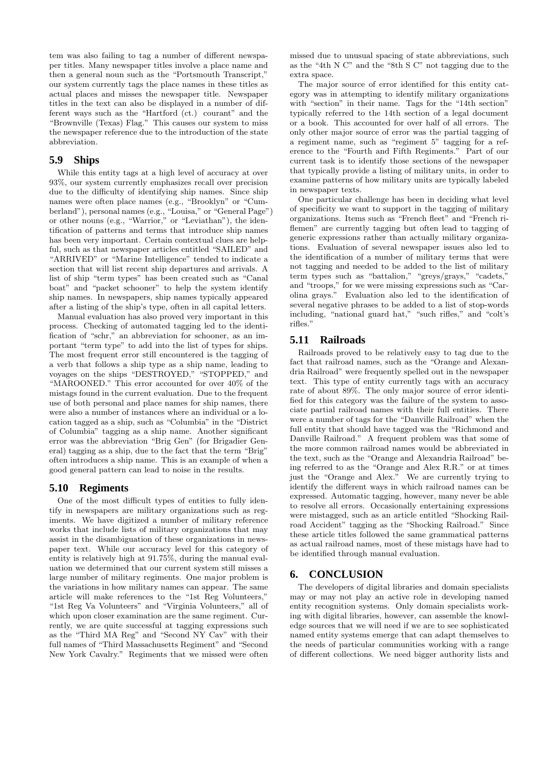tem was also failing to tag a number of different newspaper titles. Many newspaper titles involve a place name and then a general noun such as the "Portsmouth Transcript," our system currently tags the place names in these titles as actual places and misses the newspaper title. Newspaper titles in the text can also be displayed in a number of different ways such as the "Hartford (ct.) courant" and the "Brownville (Texas) Flag." This causes our system to miss the newspaper reference due to the introduction of the state abbreviation.

## 5.9 Ships

While this entity tags at a high level of accuracy at over 93%, our system currently emphasizes recall over precision due to the difficulty of identifying ship names. Since ship names were often place names (e.g., "Brooklyn" or "Cumberland"), personal names (e.g., "Louisa," or "General Page") or other nouns (e.g., "Warrior," or "Leviathan"), the identification of patterns and terms that introduce ship names has been very important. Certain contextual clues are helpful, such as that newspaper articles entitled "SAILED" and "ARRIVED" or "Marine Intelligence" tended to indicate a section that will list recent ship departures and arrivals. A list of ship "term types" has been created such as "Canal boat" and "packet schooner" to help the system identify ship names. In newspapers, ship names typically appeared after a listing of the ship's type, often in all capital letters.

Manual evaluation has also proved very important in this process. Checking of automated tagging led to the identification of "schr," an abbreviation for schooner, as an important "term type" to add into the list of types for ships. The most frequent error still encountered is the tagging of a verb that follows a ship type as a ship name, leading to voyages on the ships "DESTROYED," "STOPPED," and "MAROONED." This error accounted for over 40% of the mistags found in the current evaluation. Due to the frequent use of both personal and place names for ship names, there were also a number of instances where an individual or a location tagged as a ship, such as "Columbia" in the "District of Columbia" tagging as a ship name. Another significant error was the abbreviation "Brig Gen" (for Brigadier General) tagging as a ship, due to the fact that the term "Brig" often introduces a ship name. This is an example of when a good general pattern can lead to noise in the results.

## 5.10 Regiments

One of the most difficult types of entities to fully identify in newspapers are military organizations such as regiments. We have digitized a number of military reference works that include lists of military organizations that may assist in the disambiguation of these organizations in newspaper text. While our accuracy level for this category of entity is relatively high at 91.75%, during the manual evaluation we determined that our current system still misses a large number of military regiments. One major problem is the variations in how military names can appear. The same article will make references to the "1st Reg Volunteers," "1st Reg Va Volunteers" and "Virginia Volunteers," all of which upon closer examination are the same regiment. Currently, we are quite successful at tagging expressions such as the "Third MA Reg" and "Second NY Cav" with their full names of "Third Massachusetts Regiment" and "Second New York Cavalry." Regiments that we missed were often missed due to unusual spacing of state abbreviations, such as the "4th N C" and the "8th S C" not tagging due to the extra space.

The major source of error identified for this entity category was in attempting to identify military organizations with "section" in their name. Tags for the "14th section" typically referred to the 14th section of a legal document or a book. This accounted for over half of all errors. The only other major source of error was the partial tagging of a regiment name, such as "regiment 5" tagging for a reference to the "Fourth and Fifth Regiments." Part of our current task is to identify those sections of the newspaper that typically provide a listing of military units, in order to examine patterns of how military units are typically labeled in newspaper texts.

One particular challenge has been in deciding what level of specificity we want to support in the tagging of military organizations. Items such as "French fleet" and "French riflemen" are currently tagging but often lead to tagging of generic expressions rather than actually military organizations. Evaluation of several newspaper issues also led to the identification of a number of military terms that were not tagging and needed to be added to the list of military term types such as "battalion," "greys/grays," "cadets," and "troops," for we were missing expressions such as "Carolina grays." Evaluation also led to the identification of several negative phrases to be added to a list of stop-words including, "national guard hat," "such rifles," and "colt's rifles."

## 5.11 Railroads

Railroads proved to be relatively easy to tag due to the fact that railroad names, such as the "Orange and Alexandria Railroad" were frequently spelled out in the newspaper text. This type of entity currently tags with an accuracy rate of about 89%. The only major source of error identified for this category was the failure of the system to associate partial railroad names with their full entities. There were a number of tags for the "Danville Railroad" when the full entity that should have tagged was the "Richmond and Danville Railroad." A frequent problem was that some of the more common railroad names would be abbreviated in the text, such as the "Orange and Alexandria Railroad" being referred to as the "Orange and Alex R.R." or at times just the "Orange and Alex." We are currently trying to identify the different ways in which railroad names can be expressed. Automatic tagging, however, many never be able to resolve all errors. Occasionally entertaining expressions were mistagged, such as an article entitled "Shocking Railroad Accident" tagging as the "Shocking Railroad." Since these article titles followed the same grammatical patterns as actual railroad names, most of these mistags have had to be identified through manual evaluation.

# 6. CONCLUSION

The developers of digital libraries and domain specialists may or may not play an active role in developing named entity recognition systems. Only domain specialists working with digital libraries, however, can assemble the knowledge sources that we will need if we are to see sophisticated named entity systems emerge that can adapt themselves to the needs of particular communities working with a range of different collections. We need bigger authority lists and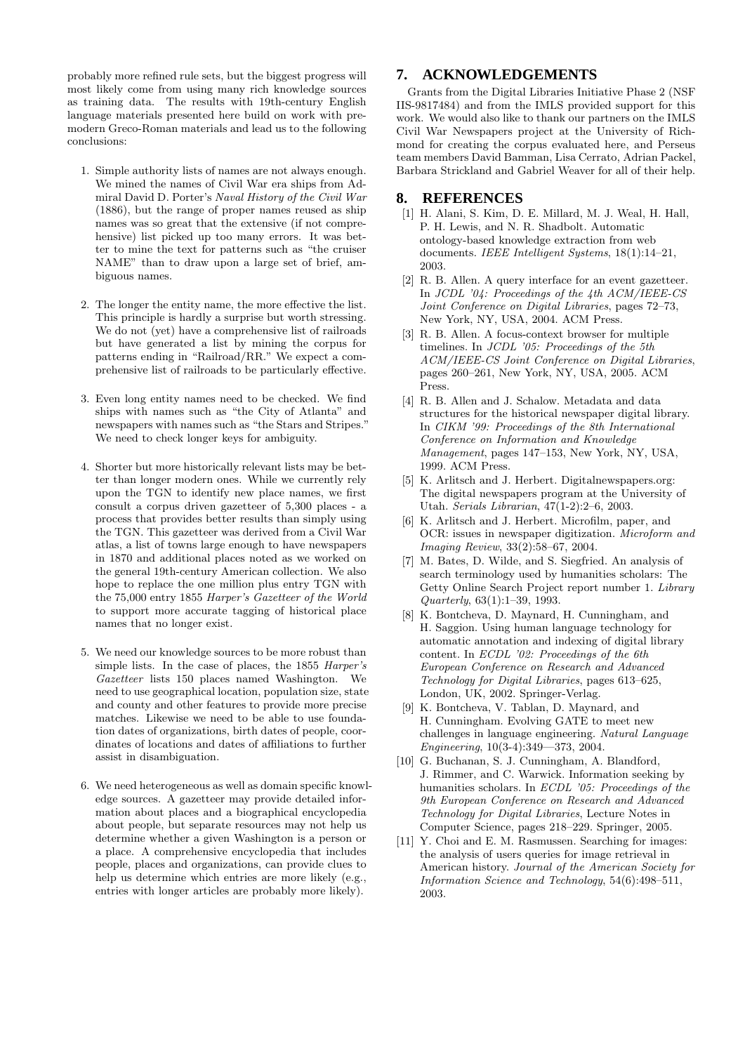probably more refined rule sets, but the biggest progress will most likely come from using many rich knowledge sources as training data. The results with 19th-century English language materials presented here build on work with pre-modern Greco-Roman materials and lead us to the following conclusions:

1. Simple authority lists of names are not always enough. We mined the names of Civil War era ships from Admiral David D. Porter's *Naval History of the Civil War* (1886), but the range of proper names reused as ship names was so great that the extensive (if not comprehensive) list picked up too many errors. It was better to mine the text for patterns such as "the cruiser NAME" than to draw upon a large set of brief, ambiguous names.

2. The longer the entity name, the more effective the list. This principle is hardly a surprise but worth stressing. We do not (yet) have a comprehensive list of railroads but have generated a list by mining the corpus for patterns ending in "Railroad/RR." We expect a comprehensive list of railroads to be particularly effective.

3. Even long entity names need to be checked. We find ships with names such as "the City of Atlanta" and newspapers with names such as "the Stars and Stripes." We need to check longer keys for ambiguity.

4. Shorter but more historically relevant lists may be better than longer modern ones. While we currently rely upon the TGN to identify new place names, we first consult a corpus driven gazetteer of 5,300 places - a process that provides better results than simply using the TGN. This gazetteer was derived from a Civil War atlas, a list of towns large enough to have newspapers in 1870 and additional places noted as we worked on the general 19th-century American collection. We also hope to replace the one million plus entry TGN with the 75,000 entry 1855 *Harper's Gazetteer of the World* to support more accurate tagging of historical place names that no longer exist.

5. We need our knowledge sources to be more robust than simple lists. In the case of places, the 1855 *Harper's Gazetteer* lists 150 places named Washington. We need to use geographical location, population size, state and county and other features to provide more precise matches. Likewise we need to be able to use foundation dates of organizations, birth dates of people, coordinates of locations and dates of affiliations to further assist in disambiguation.

6. We need heterogeneous as well as domain specific knowledge sources. A gazetteer may provide detailed information about places and a biographical encyclopedia about people, but separate resources may not help us determine whether a given Washington is a person or a place. A comprehensive encyclopedia that includes people, places and organizations, can provide clues to help us determine which entries are more likely (e.g., entries with longer articles are probably more likely).

# 7. ACKNOWLEDGEMENTS

Grants from the Digital Libraries Initiative Phase 2 (NSF IIS-9817484) and from the IMLS provided support for this work. We would also like to thank our partners on the IMLS Civil War Newspapers project at the University of Richmond for creating the corpus evaluated here, and Perseus team members David Bamman, Lisa Cerrato, Adrian Packel, Barbara Strickland and Gabriel Weaver for all of their help.

# 8. REFERENCES

[1] H. Alani, S. Kim, D. E. Millard, M. J. Weal, H. Hall, P. H. Lewis, and N. R. Shadbolt. Automatic ontology-based knowledge extraction from web documents. *IEEE Intelligent Systems*, 18(1):14–21, 2003.

[2] R. B. Allen. A query interface for an event gazetteer. In *JCDL '04: Proceedings of the 4th ACM/IEEE-CS Joint Conference on Digital Libraries*, pages 72–73, New York, NY, USA, 2004. ACM Press.

[3] R. B. Allen. A focus-context browser for multiple timelines. In *JCDL '05: Proceedings of the 5th ACM/IEEE-CS Joint Conference on Digital Libraries*, pages 260–261, New York, NY, USA, 2005. ACM Press.

[4] R. B. Allen and J. Schalow. Metadata and data structures for the historical newspaper digital library. In *CIKM '99: Proceedings of the 8th International Conference on Information and Knowledge Management*, pages 147–153, New York, NY, USA, 1999. ACM Press.

[5] K. Arlitsch and J. Herbert. Digitalnewspapers.org: The digital newspapers program at the University of Utah. *Serials Librarian*, 47(1-2):2–6, 2003.

[6] K. Arlitsch and J. Herbert. Microfilm, paper, and OCR: issues in newspaper digitization. *Microform and Imaging Review*, 33(2):58–67, 2004.

[7] M. Bates, D. Wilde, and S. Siegfried. An analysis of search terminology used by humanities scholars: The Getty Online Search Project report number 1. *Library Quarterly*, 63(1):1–39, 1993.

[8] K. Bontcheva, D. Maynard, H. Cunningham, and H. Saggion. Using human language technology for automatic annotation and indexing of digital library content. In *ECDL '02: Proceedings of the 6th European Conference on Research and Advanced Technology for Digital Libraries*, pages 613–625, London, UK, 2002. Springer-Verlag.

[9] K. Bontcheva, V. Tablan, D. Maynard, and H. Cunningham. Evolving GATE to meet new challenges in language engineering. *Natural Language Engineering*, 10(3-4):349—373, 2004.

[10] G. Buchanan, S. J. Cunningham, A. Blandford, J. Rimmer, and C. Warwick. Information seeking by humanities scholars. In *ECDL '05: Proceedings of the 9th European Conference on Research and Advanced Technology for Digital Libraries*, Lecture Notes in Computer Science, pages 218–229. Springer, 2005.

[11] Y. Choi and E. M. Rasmussen. Searching for images: the analysis of users queries for image retrieval in American history. *Journal of the American Society for Information Science and Technology*, 54(6):498–511, 2003.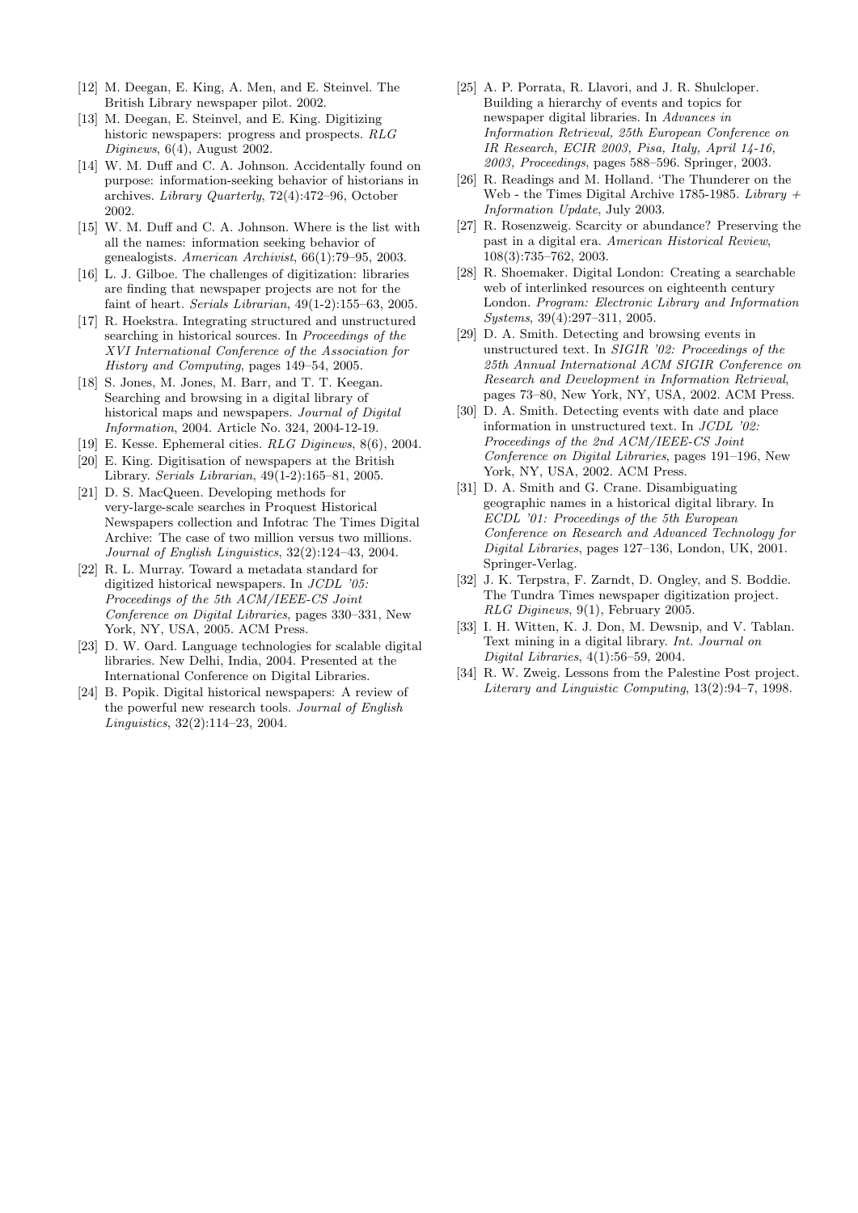[12] M. Deegan, E. King, A. Men, and E. Steinvel. The British Library newspaper pilot. 2002.

[13] M. Deegan, E. Steinvel, and E. King. Digitizing historic newspapers: progress and prospects. *RLG Diginews*, 6(4), August 2002.

[14] W. M. Duff and C. A. Johnson. Accidentally found on purpose: information-seeking behavior of historians in archives. *Library Quarterly*, 72(4):472–96, October 2002.

[15] W. M. Duff and C. A. Johnson. Where is the list with all the names: information seeking behavior of genealogists. *American Archivist*, 66(1):79–95, 2003.

[16] L. J. Gilboe. The challenges of digitization: libraries are finding that newspaper projects are not for the faint of heart. *Serials Librarian*, 49(1-2):155–63, 2005.

[17] R. Hoekstra. Integrating structured and unstructured searching in historical sources. In *Proceedings of the XVI International Conference of the Association for History and Computing*, pages 149–54, 2005.

[18] S. Jones, M. Jones, M. Barr, and T. T. Keegan. Searching and browsing in a digital library of historical maps and newspapers. *Journal of Digital Information*, 2004. Article No. 324, 2004-12-19.

[19] E. Kesse. Ephemeral cities. *RLG Diginews*, 8(6), 2004.

[20] E. King. Digitisation of newspapers at the British Library. *Serials Librarian*, 49(1-2):165–81, 2005.

[21] D. S. MacQueen. Developing methods for very-large-scale searches in Proquest Historical Newspapers collection and Infotrac The Times Digital Archive: The case of two million versus two millions. *Journal of English Linguistics*, 32(2):124–43, 2004.

[22] R. L. Murray. Toward a metadata standard for digitized historical newspapers. In *JCDL '05: Proceedings of the 5th ACM/IEEE-CS Joint Conference on Digital Libraries*, pages 330–331, New York, NY, USA, 2005. ACM Press.

[23] D. W. Oard. Language technologies for scalable digital libraries. New Delhi, India, 2004. Presented at the International Conference on Digital Libraries.

[24] B. Popik. Digital historical newspapers: A review of the powerful new research tools. *Journal of English Linguistics*, 32(2):114–23, 2004.

[25] A. P. Porrata, R. Llavori, and J. R. Shulcloper. Building a hierarchy of events and topics for newspaper digital libraries. In *Advances in Information Retrieval, 25th European Conference on IR Research, ECIR 2003, Pisa, Italy, April 14-16, 2003, Proceedings*, pages 588–596. Springer, 2003.

[26] R. Readings and M. Holland. 'The Thunderer on the Web - the Times Digital Archive 1785-1985. *Library + Information Update*, July 2003.

[27] R. Rosenzweig. Scarcity or abundance? Preserving the past in a digital era. *American Historical Review*, 108(3):735–762, 2003.

[28] R. Shoemaker. Digital London: Creating a searchable web of interlinked resources on eighteenth century London. *Program: Electronic Library and Information Systems*, 39(4):297–311, 2005.

[29] D. A. Smith. Detecting and browsing events in unstructured text. In *SIGIR '02: Proceedings of the 25th Annual International ACM SIGIR Conference on Research and Development in Information Retrieval*, pages 73–80, New York, NY, USA, 2002. ACM Press.

[30] D. A. Smith. Detecting events with date and place information in unstructured text. In *JCDL '02: Proceedings of the 2nd ACM/IEEE-CS Joint Conference on Digital Libraries*, pages 191–196, New York, NY, USA, 2002. ACM Press.

[31] D. A. Smith and G. Crane. Disambiguating geographic names in a historical digital library. In *ECDL '01: Proceedings of the 5th European Conference on Research and Advanced Technology for Digital Libraries*, pages 127–136, London, UK, 2001. Springer-Verlag.

[32] J. K. Terpstra, F. Zarndt, D. Ongley, and S. Boddie. The Tundra Times newspaper digitization project. *RLG Diginews*, 9(1), February 2005.

[33] I. H. Witten, K. J. Don, M. Dewsnip, and V. Tablan. Text mining in a digital library. *Int. Journal on Digital Libraries*, 4(1):56–59, 2004.

[34] R. W. Zweig. Lessons from the Palestine Post project. *Literary and Linguistic Computing*, 13(2):94–7, 1998.